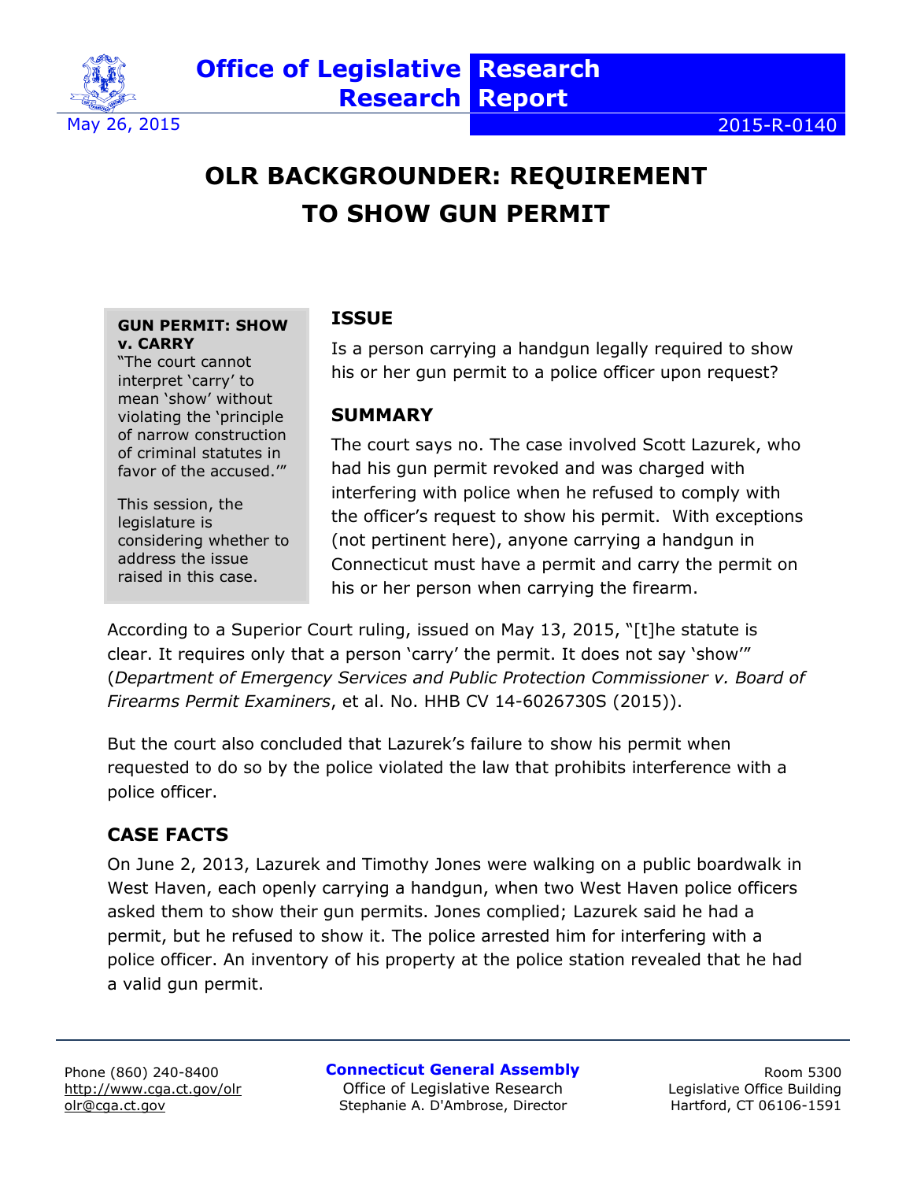Office of Legislative Research

Research Report

May 26, 2015

2015-R-0140

# OLR BACKGROUNDER: REQUIREMENT TO SHOW GUN PERMIT

**GUN PERMIT: SHOW v. CARRY**

"The court cannot interpret 'carry' to mean 'show' without violating the 'principle of narrow construction of criminal statutes in favor of the accused.'"

This session, the legislature is considering whether to address the issue raised in this case.

## ISSUE

Is a person carrying a handgun legally required to show his or her gun permit to a police officer upon request?

## SUMMARY

The court says no. The case involved Scott Lazurek, who had his gun permit revoked and was charged with interfering with police when he refused to comply with the officer's request to show his permit. With exceptions (not pertinent here), anyone carrying a handgun in Connecticut must have a permit and carry the permit on his or her person when carrying the firearm.

According to a Superior Court ruling, issued on May 13, 2015, "[t]he statute is clear. It requires only that a person 'carry' the permit. It does not say 'show'" (*Department of Emergency Services and Public Protection Commissioner v. Board of Firearms Permit Examiners*, et al. No. HHB CV 14-6026730S (2015)).

But the court also concluded that Lazurek's failure to show his permit when requested to do so by the police violated the law that prohibits interference with a police officer.

## CASE FACTS

On June 2, 2013, Lazurek and Timothy Jones were walking on a public boardwalk in West Haven, each openly carrying a handgun, when two West Haven police officers asked them to show their gun permits. Jones complied; Lazurek said he had a permit, but he refused to show it. The police arrested him for interfering with a police officer. An inventory of his property at the police station revealed that he had a valid gun permit.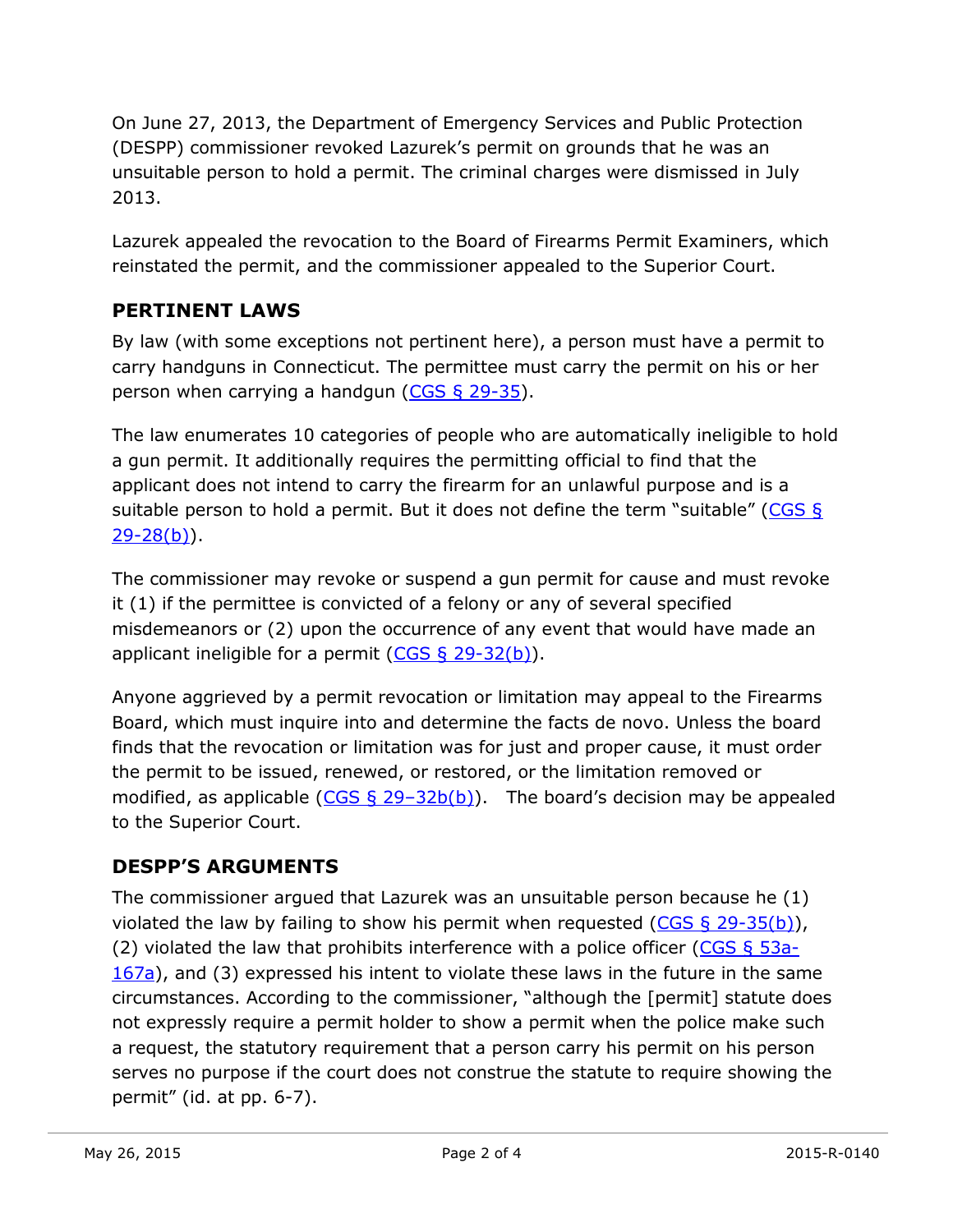On June 27, 2013, the Department of Emergency Services and Public Protection (DESPP) commissioner revoked Lazurek's permit on grounds that he was an unsuitable person to hold a permit. The criminal charges were dismissed in July 2013.

Lazurek appealed the revocation to the Board of Firearms Permit Examiners, which reinstated the permit, and the commissioner appealed to the Superior Court.

## PERTINENT LAWS

By law (with some exceptions not pertinent here), a person must have a permit to carry handguns in Connecticut. The permittee must carry the permit on his or her person when carrying a handgun (CGS § 29-35).

The law enumerates 10 categories of people who are automatically ineligible to hold a gun permit. It additionally requires the permitting official to find that the applicant does not intend to carry the firearm for an unlawful purpose and is a suitable person to hold a permit. But it does not define the term "suitable" (CGS § 29-28(b)).

The commissioner may revoke or suspend a gun permit for cause and must revoke it (1) if the permittee is convicted of a felony or any of several specified misdemeanors or (2) upon the occurrence of any event that would have made an applicant ineligible for a permit (CGS § 29-32(b)).

Anyone aggrieved by a permit revocation or limitation may appeal to the Firearms Board, which must inquire into and determine the facts de novo. Unless the board finds that the revocation or limitation was for just and proper cause, it must order the permit to be issued, renewed, or restored, or the limitation removed or modified, as applicable (CGS § 29–32b(b)). The board's decision may be appealed to the Superior Court.

## DESPP'S ARGUMENTS

The commissioner argued that Lazurek was an unsuitable person because he (1) violated the law by failing to show his permit when requested (CGS § 29-35(b)), (2) violated the law that prohibits interference with a police officer (CGS § 53a-167a), and (3) expressed his intent to violate these laws in the future in the same circumstances. According to the commissioner, "although the [permit] statute does not expressly require a permit holder to show a permit when the police make such a request, the statutory requirement that a person carry his permit on his person serves no purpose if the court does not construe the statute to require showing the permit" (id. at pp. 6-7).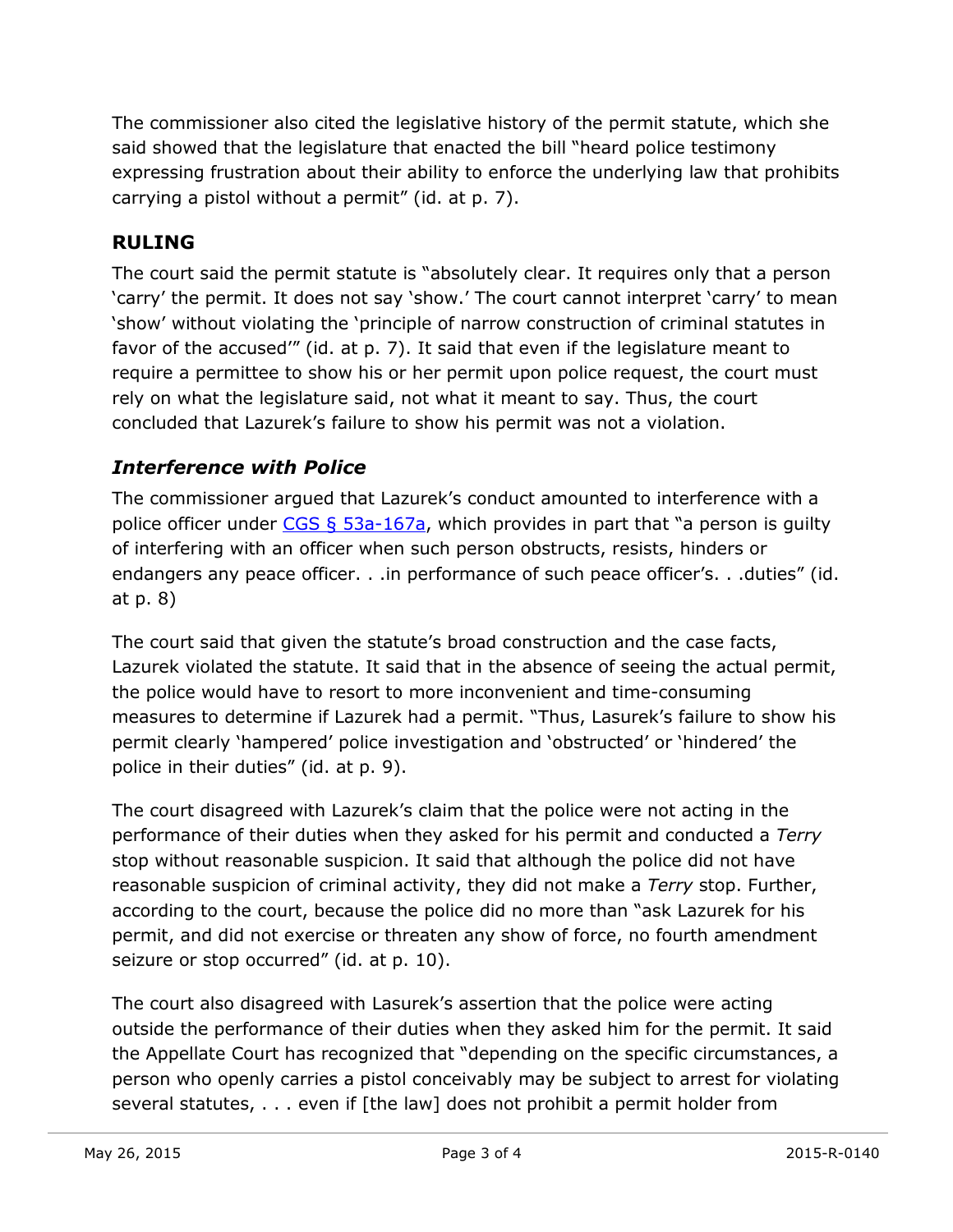The commissioner also cited the legislative history of the permit statute, which she said showed that the legislature that enacted the bill "heard police testimony expressing frustration about their ability to enforce the underlying law that prohibits carrying a pistol without a permit" (id. at p. 7).

## RULING

The court said the permit statute is "absolutely clear. It requires only that a person 'carry' the permit. It does not say 'show.' The court cannot interpret 'carry' to mean 'show' without violating the 'principle of narrow construction of criminal statutes in favor of the accused'" (id. at p. 7). It said that even if the legislature meant to require a permittee to show his or her permit upon police request, the court must rely on what the legislature said, not what it meant to say. Thus, the court concluded that Lazurek's failure to show his permit was not a violation.

### *Interference with Police*

The commissioner argued that Lazurek's conduct amounted to interference with a police officer under CGS § 53a-167a, which provides in part that "a person is guilty of interfering with an officer when such person obstructs, resists, hinders or endangers any peace officer. . .in performance of such peace officer's. . .duties" (id. at p. 8)

The court said that given the statute's broad construction and the case facts, Lazurek violated the statute. It said that in the absence of seeing the actual permit, the police would have to resort to more inconvenient and time-consuming measures to determine if Lazurek had a permit. "Thus, Lasurek's failure to show his permit clearly 'hampered' police investigation and 'obstructed' or 'hindered' the police in their duties" (id. at p. 9).

The court disagreed with Lazurek's claim that the police were not acting in the performance of their duties when they asked for his permit and conducted a *Terry* stop without reasonable suspicion. It said that although the police did not have reasonable suspicion of criminal activity, they did not make a *Terry* stop. Further, according to the court, because the police did no more than "ask Lazurek for his permit, and did not exercise or threaten any show of force, no fourth amendment seizure or stop occurred" (id. at p. 10).

The court also disagreed with Lasurek's assertion that the police were acting outside the performance of their duties when they asked him for the permit. It said the Appellate Court has recognized that "depending on the specific circumstances, a person who openly carries a pistol conceivably may be subject to arrest for violating several statutes, . . . even if [the law] does not prohibit a permit holder from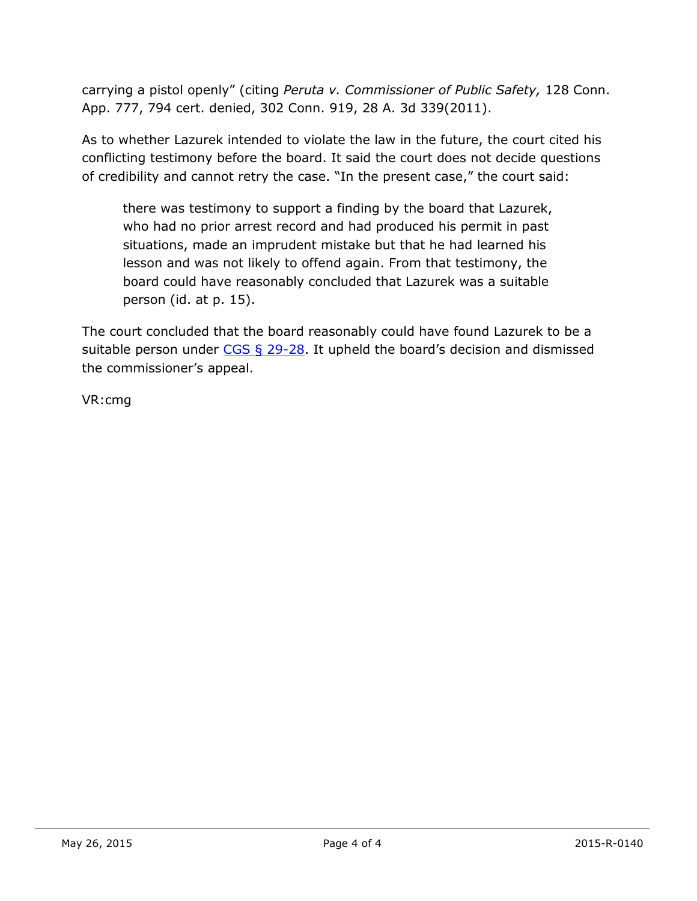carrying a pistol openly" (citing *Peruta v. Commissioner of Public Safety,* 128 Conn. App. 777, 794 cert. denied, 302 Conn. 919, 28 A. 3d 339(2011).

As to whether Lazurek intended to violate the law in the future, the court cited his conflicting testimony before the board. It said the court does not decide questions of credibility and cannot retry the case. "In the present case," the court said:

> there was testimony to support a finding by the board that Lazurek, who had no prior arrest record and had produced his permit in past situations, made an imprudent mistake but that he had learned his lesson and was not likely to offend again. From that testimony, the board could have reasonably concluded that Lazurek was a suitable person (id. at p. 15).

The court concluded that the board reasonably could have found Lazurek to be a suitable person under CGS § 29-28. It upheld the board's decision and dismissed the commissioner's appeal.

VR:cmg